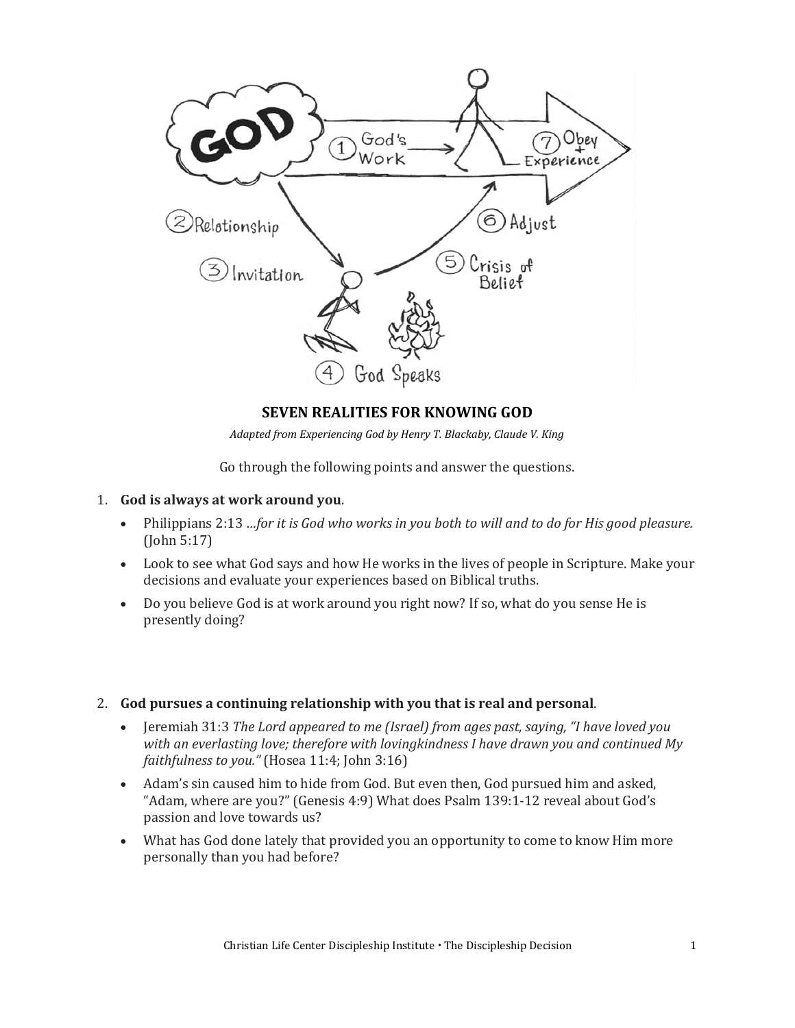## SEVEN REALITIES FOR KNOWING GOD

*Adapted from Experiencing God by Henry T. Blackaby, Claude V. King*

Go through the following points and answer the questions.

1. **God is always at work around you**.
   - Philippians 2:13 *...for it is God who works in you both to will and to do for His good pleasure.* (John 5:17)
   - Look to see what God says and how He works in the lives of people in Scripture. Make your decisions and evaluate your experiences based on Biblical truths.
   - Do you believe God is at work around you right now? If so, what do you sense He is presently doing?

2. **God pursues a continuing relationship with you that is real and personal**.
   - Jeremiah 31:3 *The Lord appeared to me (Israel) from ages past, saying, "I have loved you with an everlasting love; therefore with lovingkindness I have drawn you and continued My faithfulness to you."* (Hosea 11:4; John 3:16)
   - Adam's sin caused him to hide from God. But even then, God pursued him and asked, "Adam, where are you?" (Genesis 4:9) What does Psalm 139:1-12 reveal about God's passion and love towards us?
   - What has God done lately that provided you an opportunity to come to know Him more personally than you had before?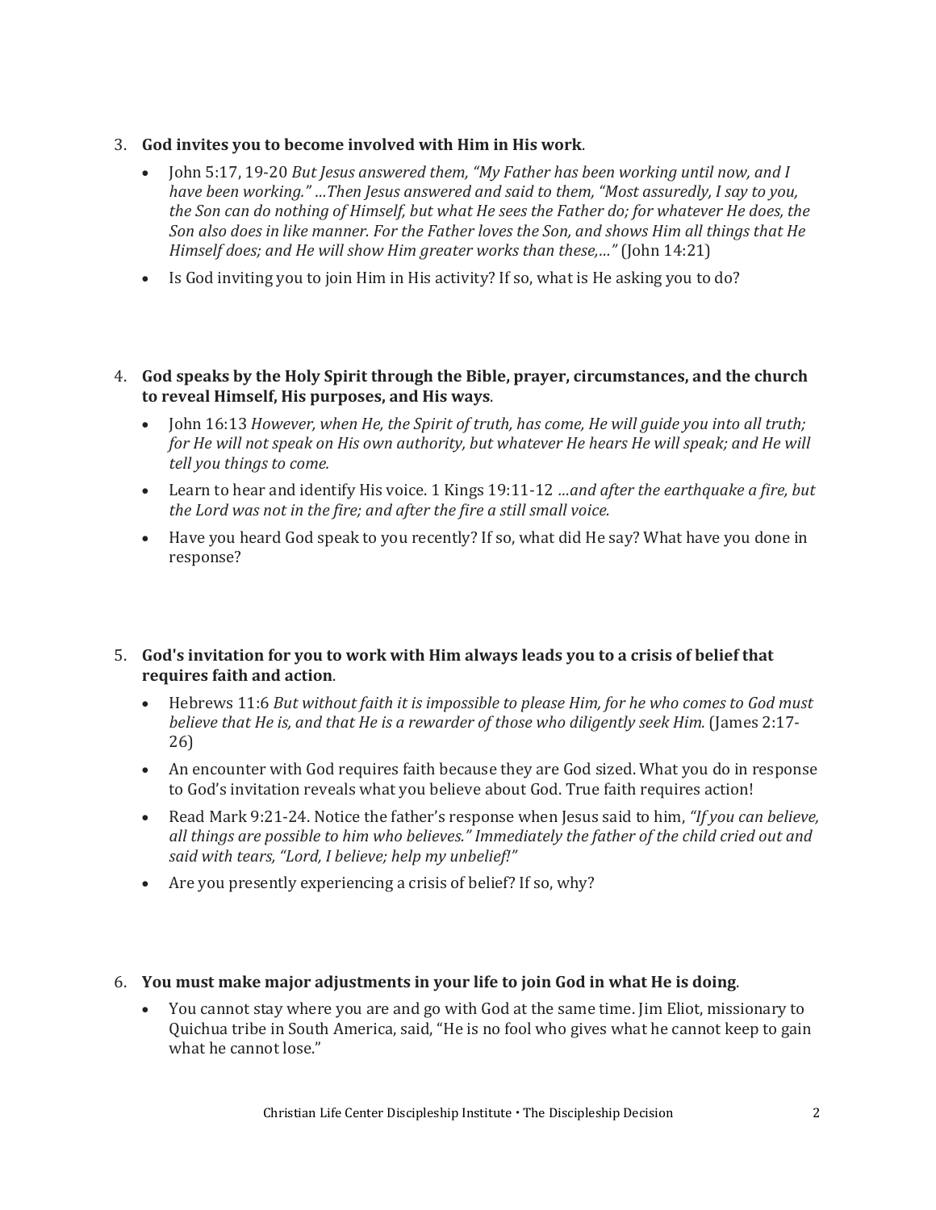3. **God invites you to become involved with Him in His work**.
   - John 5:17, 19-20 *But Jesus answered them, "My Father has been working until now, and I have been working." …Then Jesus answered and said to them, "Most assuredly, I say to you, the Son can do nothing of Himself, but what He sees the Father do; for whatever He does, the Son also does in like manner. For the Father loves the Son, and shows Him all things that He Himself does; and He will show Him greater works than these,…"* (John 14:21)
   - Is God inviting you to join Him in His activity? If so, what is He asking you to do?

4. **God speaks by the Holy Spirit through the Bible, prayer, circumstances, and the church to reveal Himself, His purposes, and His ways**.
   - John 16:13 *However, when He, the Spirit of truth, has come, He will guide you into all truth; for He will not speak on His own authority, but whatever He hears He will speak; and He will tell you things to come.*
   - Learn to hear and identify His voice. 1 Kings 19:11-12 *…and after the earthquake a fire, but the Lord was not in the fire; and after the fire a still small voice.*
   - Have you heard God speak to you recently? If so, what did He say? What have you done in response?

5. **God's invitation for you to work with Him always leads you to a crisis of belief that requires faith and action**.
   - Hebrews 11:6 *But without faith it is impossible to please Him, for he who comes to God must believe that He is, and that He is a rewarder of those who diligently seek Him.* (James 2:17-26)
   - An encounter with God requires faith because they are God sized. What you do in response to God's invitation reveals what you believe about God. True faith requires action!
   - Read Mark 9:21-24. Notice the father's response when Jesus said to him, *"If you can believe, all things are possible to him who believes." Immediately the father of the child cried out and said with tears, "Lord, I believe; help my unbelief!"*
   - Are you presently experiencing a crisis of belief? If so, why?

6. **You must make major adjustments in your life to join God in what He is doing**.
   - You cannot stay where you are and go with God at the same time. Jim Eliot, missionary to Quichua tribe in South America, said, "He is no fool who gives what he cannot keep to gain what he cannot lose."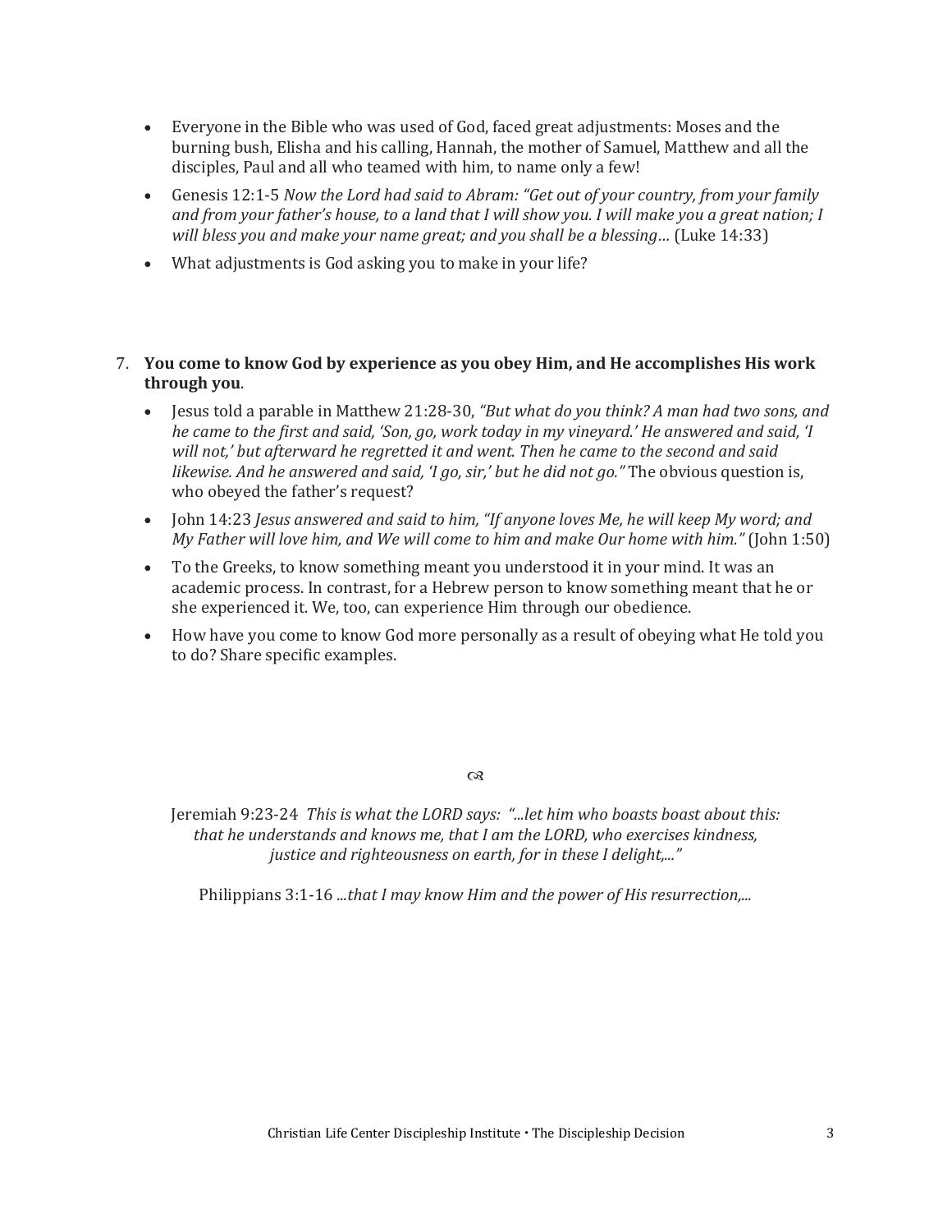- Everyone in the Bible who was used of God, faced great adjustments: Moses and the burning bush, Elisha and his calling, Hannah, the mother of Samuel, Matthew and all the disciples, Paul and all who teamed with him, to name only a few!
- Genesis 12:1-5 *Now the Lord had said to Abram: "Get out of your country, from your family and from your father's house, to a land that I will show you. I will make you a great nation; I will bless you and make your name great; and you shall be a blessing…* (Luke 14:33)
- What adjustments is God asking you to make in your life?

7. **You come to know God by experience as you obey Him, and He accomplishes His work through you**.
   - Jesus told a parable in Matthew 21:28-30, *"But what do you think? A man had two sons, and he came to the first and said, 'Son, go, work today in my vineyard.' He answered and said, 'I will not,' but afterward he regretted it and went. Then he came to the second and said likewise. And he answered and said, 'I go, sir,' but he did not go."* The obvious question is, who obeyed the father's request?
   - John 14:23 *Jesus answered and said to him, "If anyone loves Me, he will keep My word; and My Father will love him, and We will come to him and make Our home with him."* (John 1:50)
   - To the Greeks, to know something meant you understood it in your mind. It was an academic process. In contrast, for a Hebrew person to know something meant that he or she experienced it. We, too, can experience Him through our obedience.
   - How have you come to know God more personally as a result of obeying what He told you to do? Share specific examples.

☙

Jeremiah 9:23-24 *This is what the LORD says: "...let him who boasts boast about this: that he understands and knows me, that I am the LORD, who exercises kindness, justice and righteousness on earth, for in these I delight,..."*

Philippians 3:1-16 *...that I may know Him and the power of His resurrection,...*